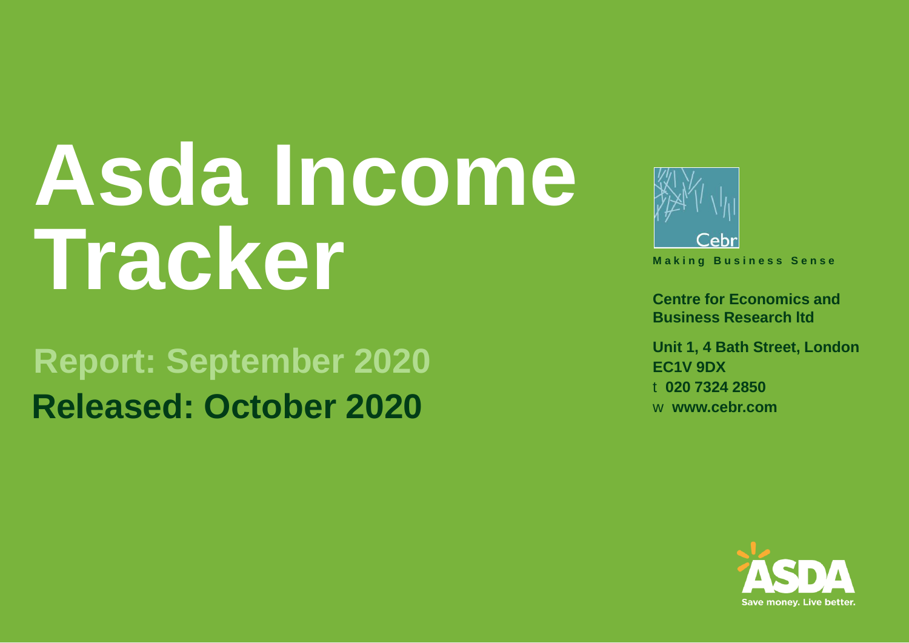# Asda Income Tracker

## Report: September 2020

## Released: October 2020

Cebr

Making Business Sense

**Centre for Economics and Business Research ltd**

**Unit 1, 4 Bath Street, London EC1V 9DX**

t **020 7324 2850**

w **www.cebr.com**

ASDA

Save money. Live better.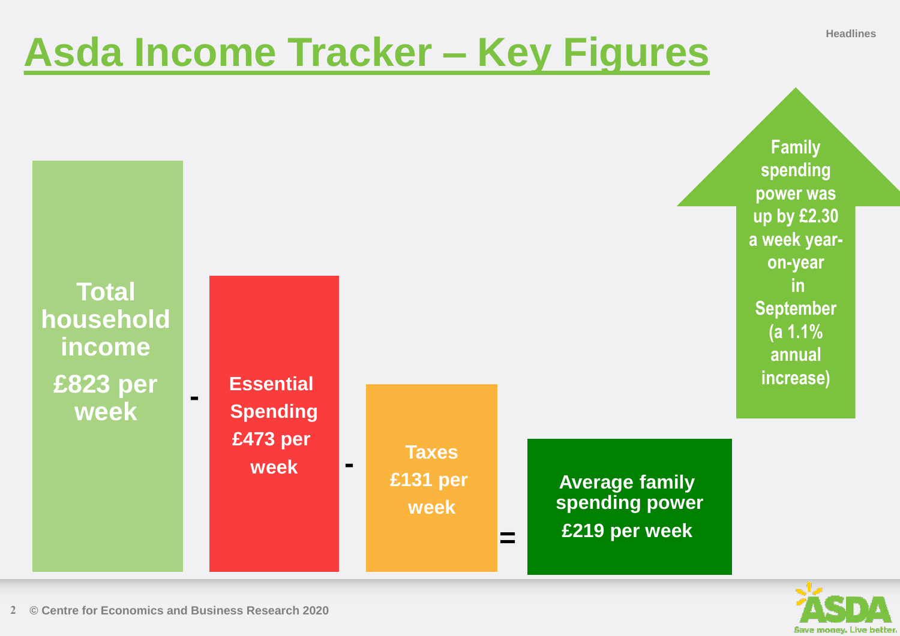# Asda Income Tracker – Key Figures

**Total household income £823 per week** - **Essential Spending £473 per week** - **Taxes £131 per week** = **Average family spending power £219 per week**

**Family spending power was up by £2.30 a week year-on-year in September (a 1.1% annual increase)**

© Centre for Economics and Business Research 2020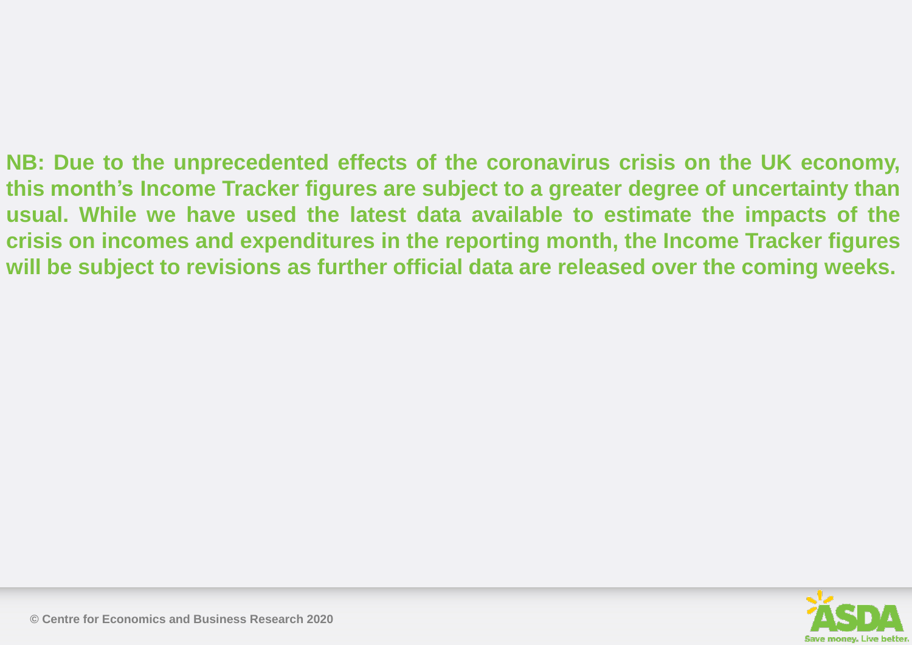**NB: Due to the unprecedented effects of the coronavirus crisis on the UK economy, this month's Income Tracker figures are subject to a greater degree of uncertainty than usual. While we have used the latest data available to estimate the impacts of the crisis on incomes and expenditures in the reporting month, the Income Tracker figures will be subject to revisions as further official data are released over the coming weeks.**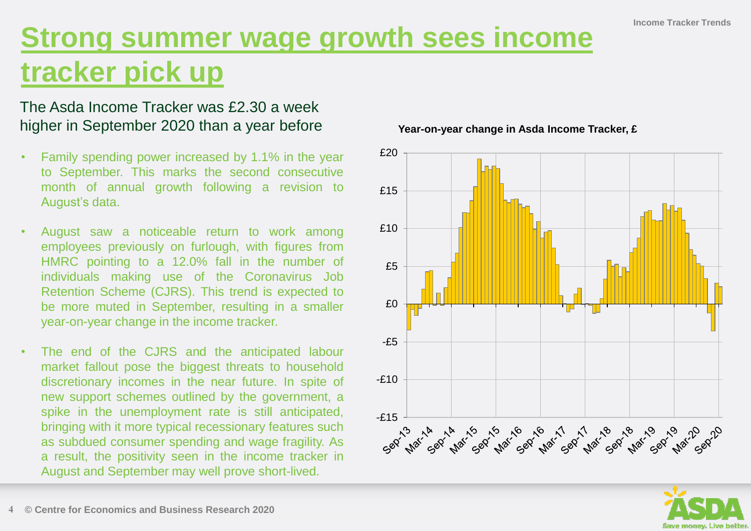# Strong summer wage growth sees income tracker pick up

## The Asda Income Tracker was £2.30 a week higher in September 2020 than a year before

- Family spending power increased by 1.1% in the year to September. This marks the second consecutive month of annual growth following a revision to August's data.
- August saw a noticeable return to work among employees previously on furlough, with figures from HMRC pointing to a 12.0% fall in the number of individuals making use of the Coronavirus Job Retention Scheme (CJRS). This trend is expected to be more muted in September, resulting in a smaller year-on-year change in the income tracker.
- The end of the CJRS and the anticipated labour market fallout pose the biggest threats to household discretionary incomes in the near future. In spite of new support schemes outlined by the government, a spike in the unemployment rate is still anticipated, bringing with it more typical recessionary features such as subdued consumer spending and wage fragility. As a result, the positivity seen in the income tracker in August and September may well prove short-lived.

**Year-on-year change in Asda Income Tracker, £**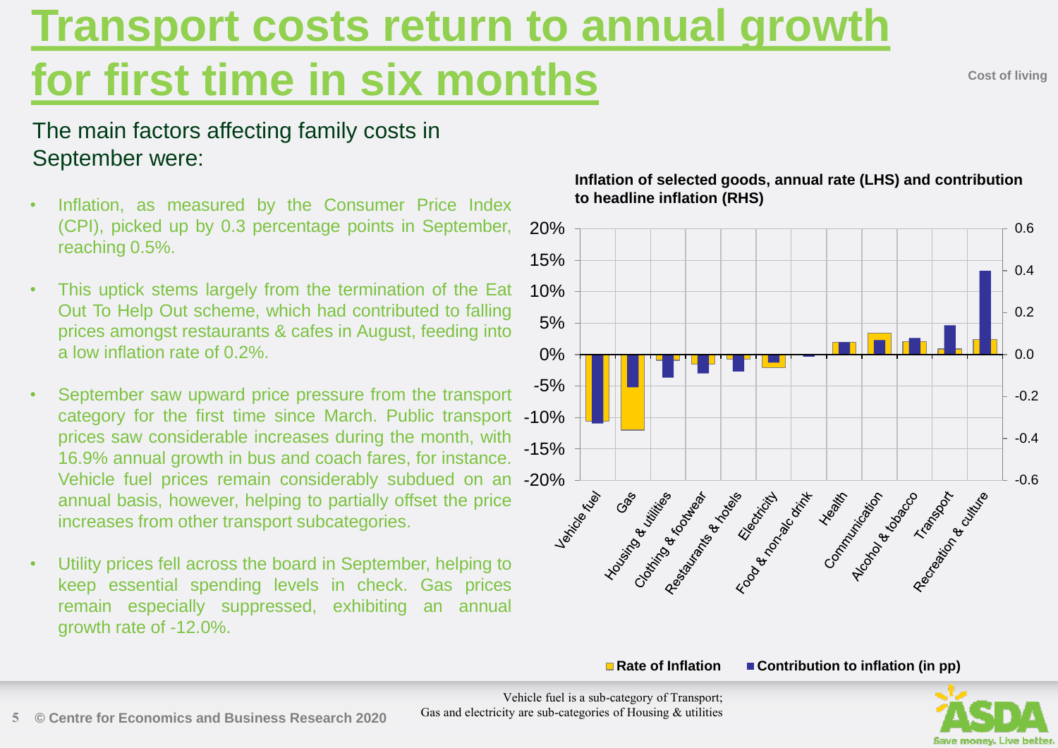# Transport costs return to annual growth for first time in six months

Cost of living

The main factors affecting family costs in September were:

- Inflation, as measured by the Consumer Price Index (CPI), picked up by 0.3 percentage points in September, reaching 0.5%.
- This uptick stems largely from the termination of the Eat Out To Help Out scheme, which had contributed to falling prices amongst restaurants & cafes in August, feeding into a low inflation rate of 0.2%.
- September saw upward price pressure from the transport category for the first time since March. Public transport prices saw considerable increases during the month, with 16.9% annual growth in bus and coach fares, for instance. Vehicle fuel prices remain considerably subdued on an annual basis, however, helping to partially offset the price increases from other transport subcategories.
- Utility prices fell across the board in September, helping to keep essential spending levels in check. Gas prices remain especially suppressed, exhibiting an annual growth rate of -12.0%.

**Inflation of selected goods, annual rate (LHS) and contribution to headline inflation (RHS)**

Categories: Vehicle fuel, Gas, Housing & utilities, Clothing & footwear, Restaurants & hotels, Electricity, Food & non-alc drink, Health, Communication, Alcohol & tobacco, Transport, Recreation & culture

Rate of Inflation | Contribution to inflation (in pp)

Vehicle fuel is a sub-category of Transport;
Gas and electricity are sub-categories of Housing & utilities

© Centre for Economics and Business Research 2020

ASDA Save money. Live better.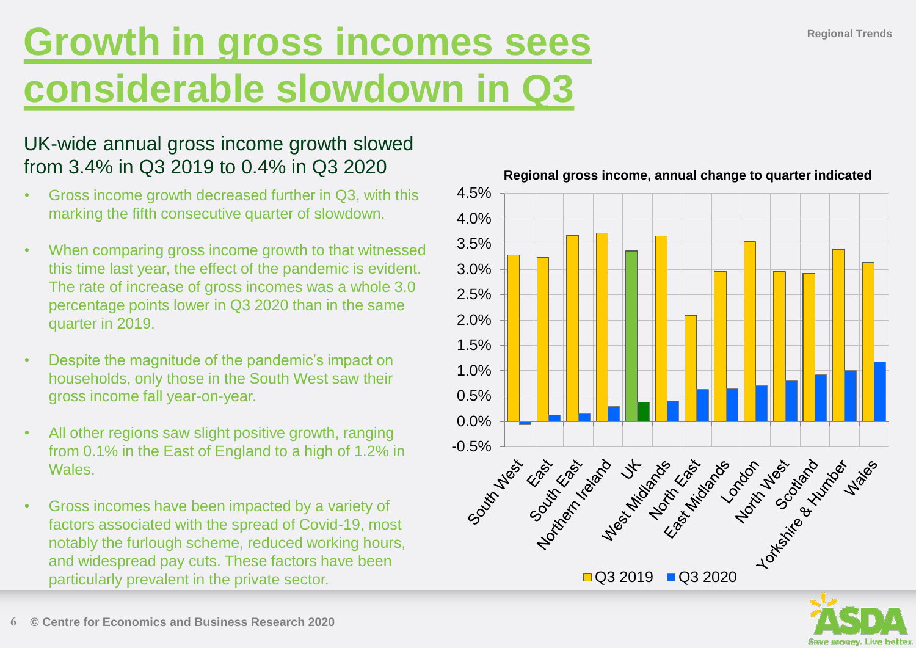# Growth in gross incomes sees considerable slowdown in Q3

Regional Trends

## UK-wide annual gross income growth slowed from 3.4% in Q3 2019 to 0.4% in Q3 2020

- Gross income growth decreased further in Q3, with this marking the fifth consecutive quarter of slowdown.
- When comparing gross income growth to that witnessed this time last year, the effect of the pandemic is evident. The rate of increase of gross incomes was a whole 3.0 percentage points lower in Q3 2020 than in the same quarter in 2019.
- Despite the magnitude of the pandemic's impact on households, only those in the South West saw their gross income fall year-on-year.
- All other regions saw slight positive growth, ranging from 0.1% in the East of England to a high of 1.2% in Wales.
- Gross incomes have been impacted by a variety of factors associated with the spread of Covid-19, most notably the furlough scheme, reduced working hours, and widespread pay cuts. These factors have been particularly prevalent in the private sector.

**Regional gross income, annual change to quarter indicated**

Legend: Q3 2019, Q3 2020

Y-axis: -0.5% to 4.5%

Regions (x-axis): South West, East, South East, Northern Ireland, UK, West Midlands, North East, East Midlands, London, North West, Scotland, Yorkshire & Humber, Wales

© Centre for Economics and Business Research 2020

ASDA Save money. Live better.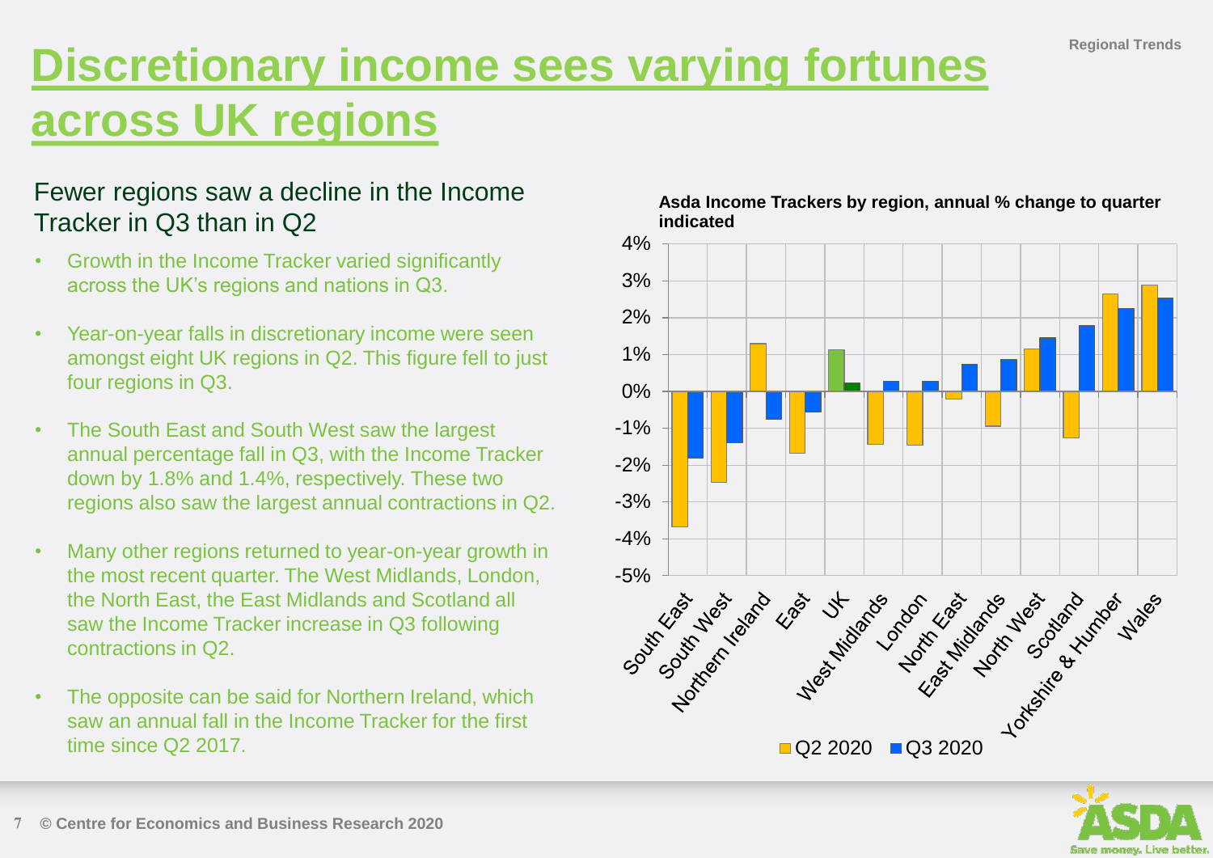# Discretionary income sees varying fortunes across UK regions

## Fewer regions saw a decline in the Income Tracker in Q3 than in Q2

- Growth in the Income Tracker varied significantly across the UK's regions and nations in Q3.
- Year-on-year falls in discretionary income were seen amongst eight UK regions in Q2. This figure fell to just four regions in Q3.
- The South East and South West saw the largest annual percentage fall in Q3, with the Income Tracker down by 1.8% and 1.4%, respectively. These two regions also saw the largest annual contractions in Q2.
- Many other regions returned to year-on-year growth in the most recent quarter. The West Midlands, London, the North East, the East Midlands and Scotland all saw the Income Tracker increase in Q3 following contractions in Q2.
- The opposite can be said for Northern Ireland, which saw an annual fall in the Income Tracker for the first time since Q2 2017.

**Asda Income Trackers by region, annual % change to quarter indicated**

Legend: Q2 2020, Q3 2020

Regions: South East, South West, Northern Ireland, East, UK, West Midlands, London, North East, East Midlands, North West, Scotland, Yorkshire & Humber, Wales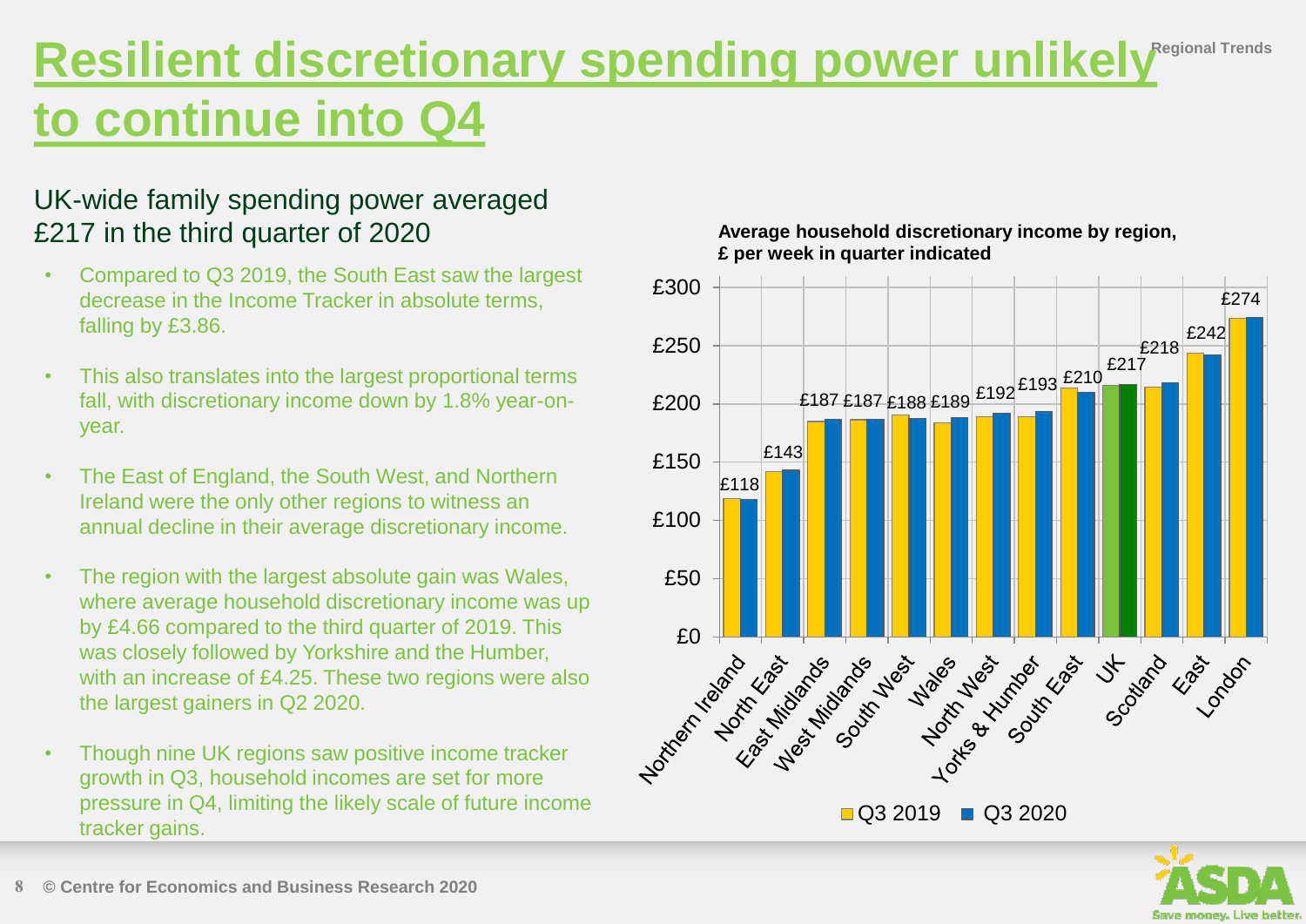# Resilient discretionary spending power unlikely to continue into Q4

## UK-wide family spending power averaged £217 in the third quarter of 2020

- Compared to Q3 2019, the South East saw the largest decrease in the Income Tracker in absolute terms, falling by £3.86.
- This also translates into the largest proportional terms fall, with discretionary income down by 1.8% year-on-year.
- The East of England, the South West, and Northern Ireland were the only other regions to witness an annual decline in their average discretionary income.
- The region with the largest absolute gain was Wales, where average household discretionary income was up by £4.66 compared to the third quarter of 2019. This was closely followed by Yorkshire and the Humber, with an increase of £4.25. These two regions were also the largest gainers in Q2 2020.
- Though nine UK regions saw positive income tracker growth in Q3, household incomes are set for more pressure in Q4, limiting the likely scale of future income tracker gains.

**Average household discretionary income by region, £ per week in quarter indicated**

| Region | Q3 2020 |
|---|---|
| Northern Ireland | £118 |
| North East | £143 |
| East Midlands | £187 |
| West Midlands | £187 |
| South West | £188 |
| Wales | £189 |
| North West | £192 |
| Yorks & Humber | £193 |
| South East | £210 |
| UK | £217 |
| Scotland | £218 |
| East | £242 |
| London | £274 |

■ Q3 2019 ■ Q3 2020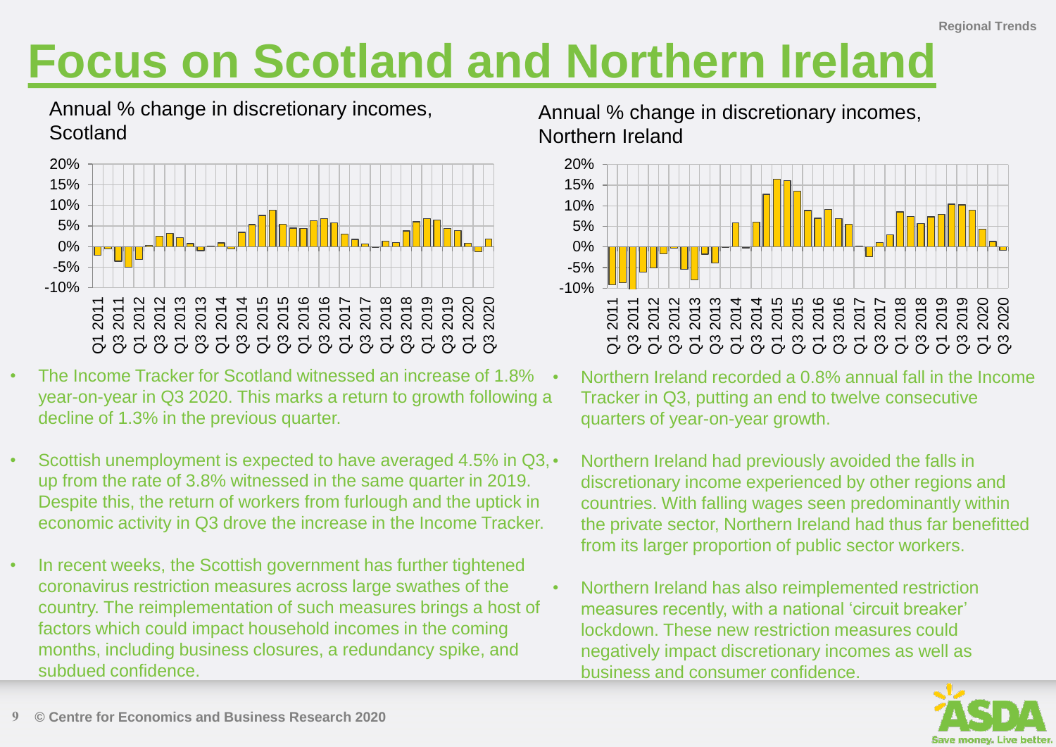# Focus on Scotland and Northern Ireland

Annual % change in discretionary incomes, Scotland

- The Income Tracker for Scotland witnessed an increase of 1.8% year-on-year in Q3 2020. This marks a return to growth following a decline of 1.3% in the previous quarter.
- Scottish unemployment is expected to have averaged 4.5% in Q3, up from the rate of 3.8% witnessed in the same quarter in 2019. Despite this, the return of workers from furlough and the uptick in economic activity in Q3 drove the increase in the Income Tracker.
- In recent weeks, the Scottish government has further tightened coronavirus restriction measures across large swathes of the country. The reimplementation of such measures brings a host of factors which could impact household incomes in the coming months, including business closures, a redundancy spike, and subdued confidence.

Annual % change in discretionary incomes, Northern Ireland

- Northern Ireland recorded a 0.8% annual fall in the Income Tracker in Q3, putting an end to twelve consecutive quarters of year-on-year growth.
- Northern Ireland had previously avoided the falls in discretionary income experienced by other regions and countries. With falling wages seen predominantly within the private sector, Northern Ireland had thus far benefitted from its larger proportion of public sector workers.
- Northern Ireland has also reimplemented restriction measures recently, with a national 'circuit breaker' lockdown. These new restriction measures could negatively impact discretionary incomes as well as business and consumer confidence.

© Centre for Economics and Business Research 2020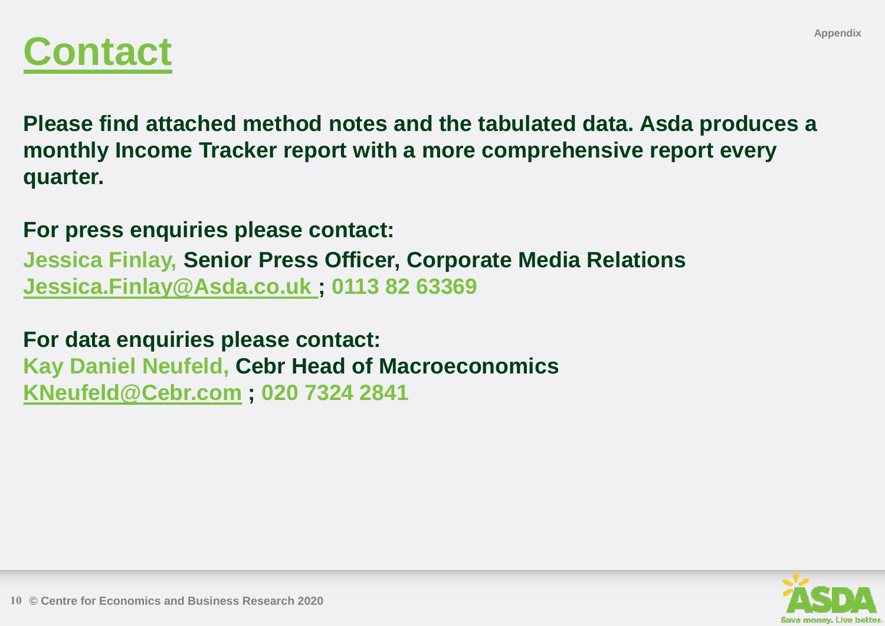# Contact

**Please find attached method notes and the tabulated data. Asda produces a monthly Income Tracker report with a more comprehensive report every quarter.**

**For press enquiries please contact:**

**Jessica Finlay, Senior Press Officer, Corporate Media Relations**
**Jessica.Finlay@Asda.co.uk ; 0113 82 63369**

**For data enquiries please contact:**

**Kay Daniel Neufeld, Cebr Head of Macroeconomics**
**KNeufeld@Cebr.com ; 020 7324 2841**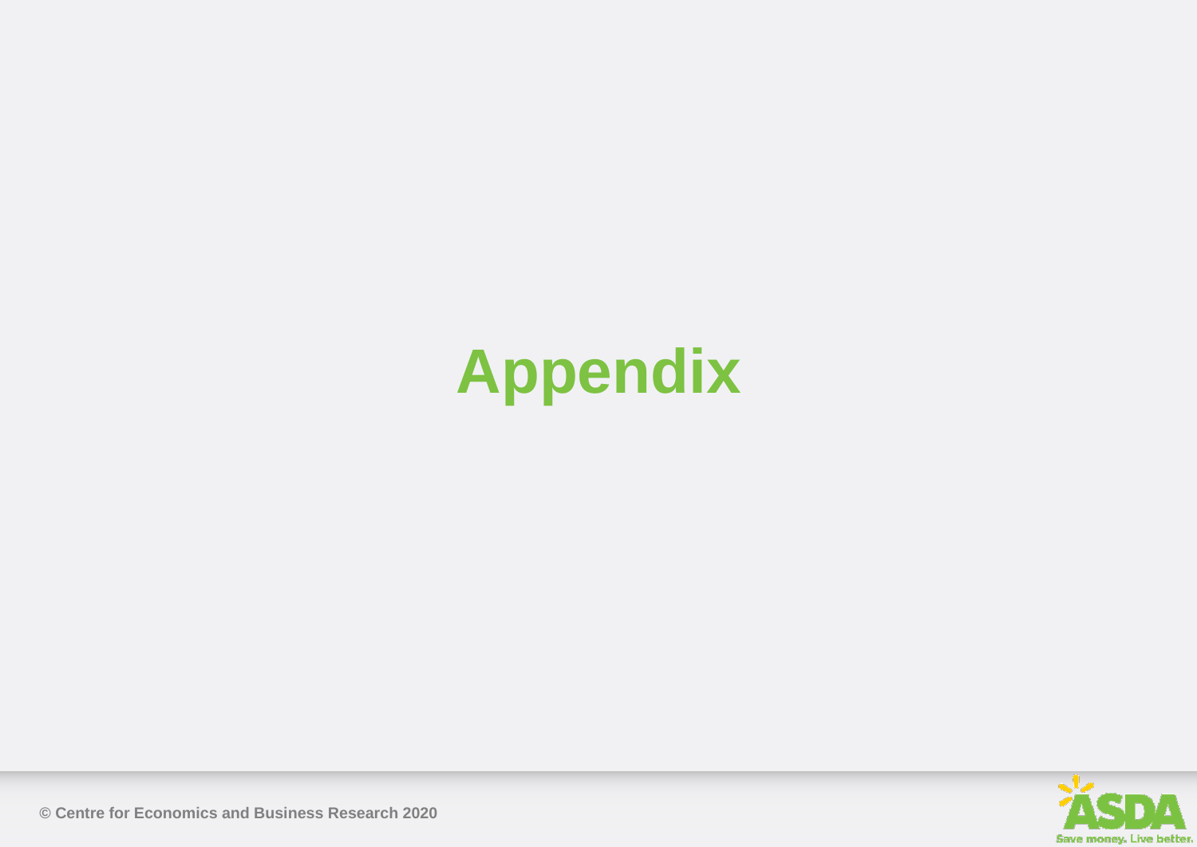# Appendix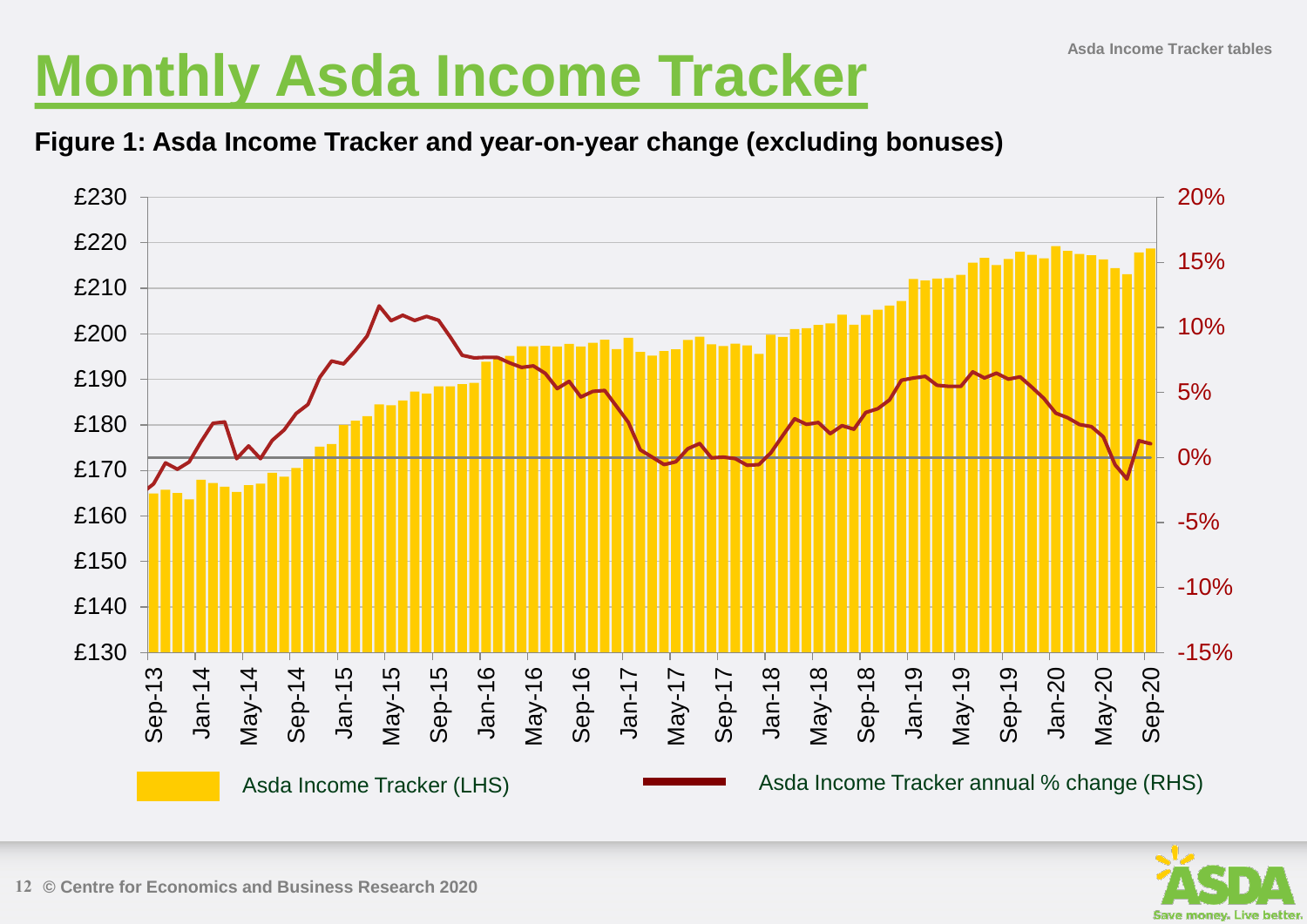# Monthly Asda Income Tracker

**Figure 1: Asda Income Tracker and year-on-year change (excluding bonuses)**

£230
£220
£210
£200
£190
£180
£170
£160
£150
£140
£130

20%
15%
10%
5%
0%
-5%
-10%
-15%

Sep-13, Jan-14, May-14, Sep-14, Jan-15, May-15, Sep-15, Jan-16, May-16, Sep-16, Jan-17, May-17, Sep-17, Jan-18, May-18, Sep-18, Jan-19, May-19, Sep-19, Jan-20, May-20, Sep-20

Asda Income Tracker (LHS)

Asda Income Tracker annual % change (RHS)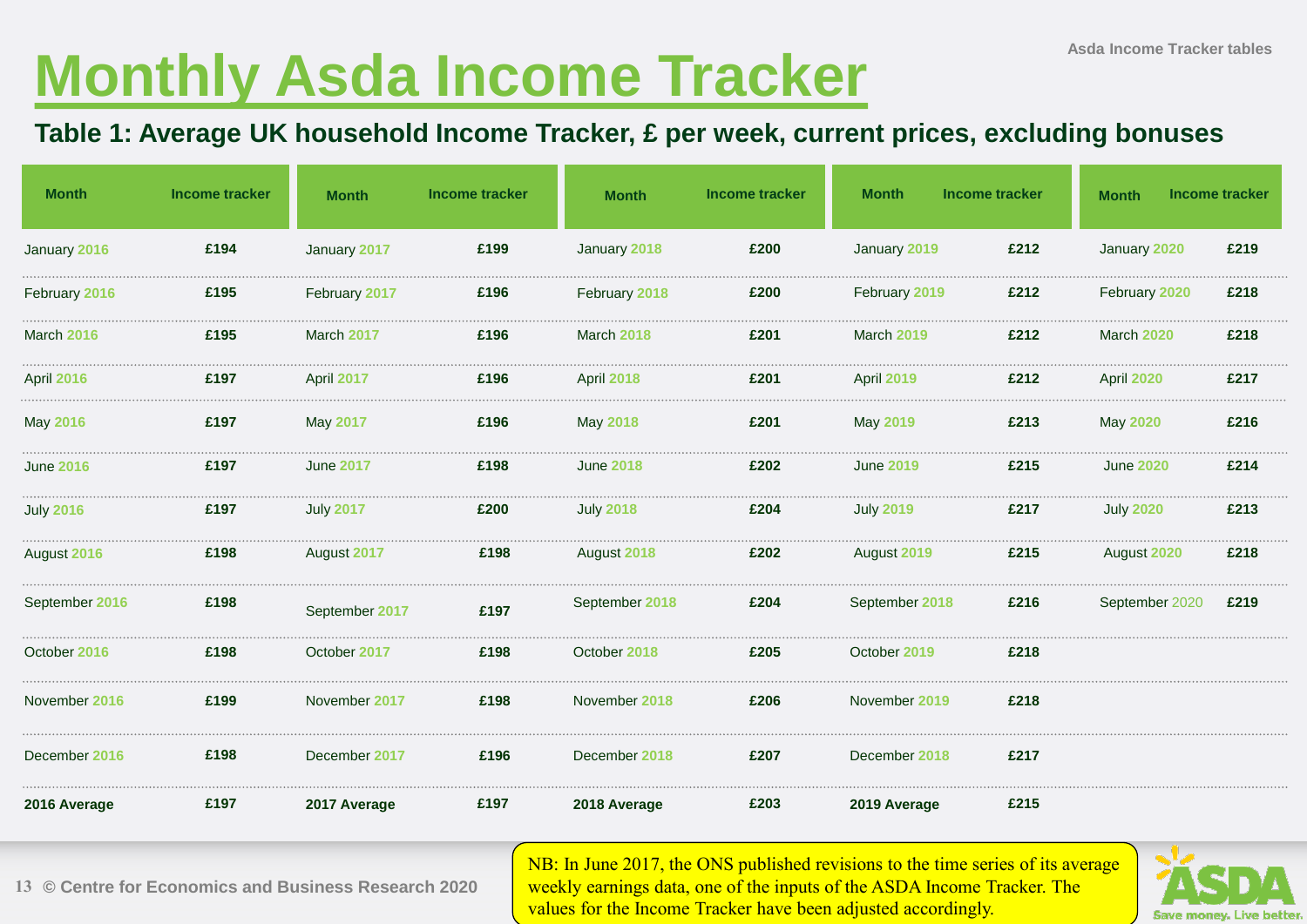# Monthly Asda Income Tracker

Asda Income Tracker tables

## Table 1: Average UK household Income Tracker, £ per week, current prices, excluding bonuses

| Month | Income tracker | Month | Income tracker | Month | Income tracker | Month | Income tracker | Month | Income tracker |
|---|---|---|---|---|---|---|---|---|---|
| January 2016 | £194 | January 2017 | £199 | January 2018 | £200 | January 2019 | £212 | January 2020 | £219 |
| February 2016 | £195 | February 2017 | £196 | February 2018 | £200 | February 2019 | £212 | February 2020 | £218 |
| March 2016 | £195 | March 2017 | £196 | March 2018 | £201 | March 2019 | £212 | March 2020 | £218 |
| April 2016 | £197 | April 2017 | £196 | April 2018 | £201 | April 2019 | £212 | April 2020 | £217 |
| May 2016 | £197 | May 2017 | £196 | May 2018 | £201 | May 2019 | £213 | May 2020 | £216 |
| June 2016 | £197 | June 2017 | £198 | June 2018 | £202 | June 2019 | £215 | June 2020 | £214 |
| July 2016 | £197 | July 2017 | £200 | July 2018 | £204 | July 2019 | £217 | July 2020 | £213 |
| August 2016 | £198 | August 2017 | £198 | August 2018 | £202 | August 2019 | £215 | August 2020 | £218 |
| September 2016 | £198 | September 2017 | £197 | September 2018 | £204 | September 2018 | £216 | September 2020 | £219 |
| October 2016 | £198 | October 2017 | £198 | October 2018 | £205 | October 2019 | £218 | | |
| November 2016 | £199 | November 2017 | £198 | November 2018 | £206 | November 2019 | £218 | | |
| December 2016 | £198 | December 2017 | £196 | December 2018 | £207 | December 2018 | £217 | | |
| **2016 Average** | £197 | **2017 Average** | £197 | **2018 Average** | £203 | **2019 Average** | £215 | | |

© Centre for Economics and Business Research 2020

NB: In June 2017, the ONS published revisions to the time series of its average weekly earnings data, one of the inputs of the ASDA Income Tracker. The values for the Income Tracker have been adjusted accordingly.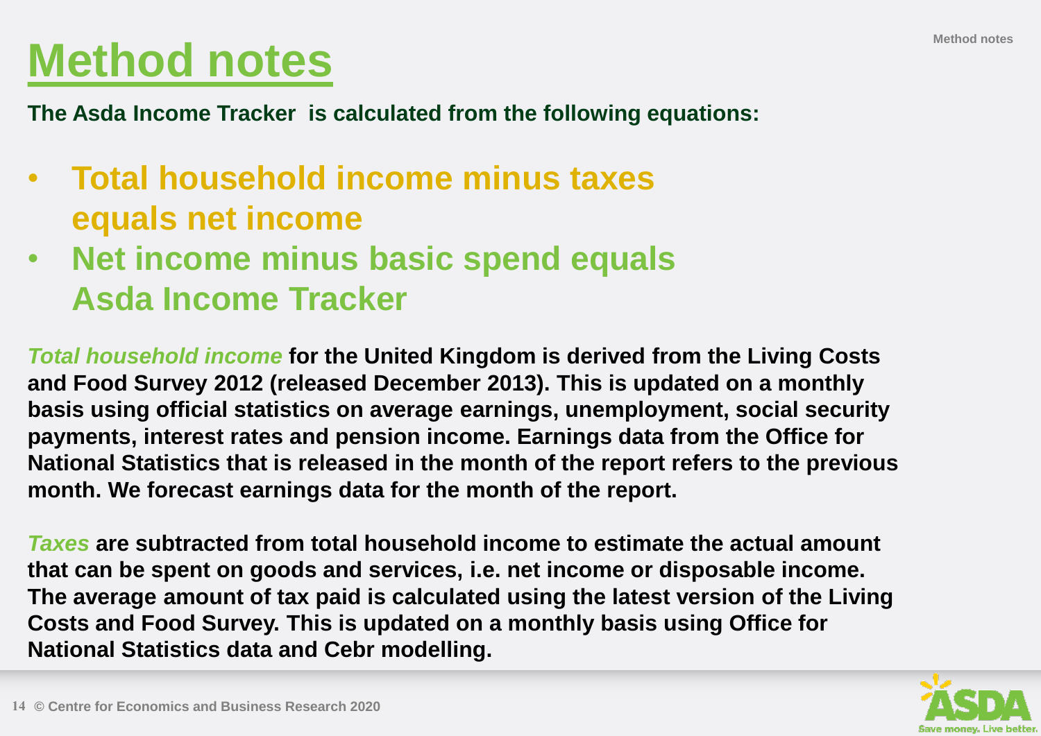# Method notes

**The Asda Income Tracker is calculated from the following equations:**

- **Total household income minus taxes equals net income**
- **Net income minus basic spend equals Asda Income Tracker**

***Total household income*** **for the United Kingdom is derived from the Living Costs and Food Survey 2012 (released December 2013). This is updated on a monthly basis using official statistics on average earnings, unemployment, social security payments, interest rates and pension income. Earnings data from the Office for National Statistics that is released in the month of the report refers to the previous month. We forecast earnings data for the month of the report.**

***Taxes*** **are subtracted from total household income to estimate the actual amount that can be spent on goods and services, i.e. net income or disposable income. The average amount of tax paid is calculated using the latest version of the Living Costs and Food Survey. This is updated on a monthly basis using Office for National Statistics data and Cebr modelling.**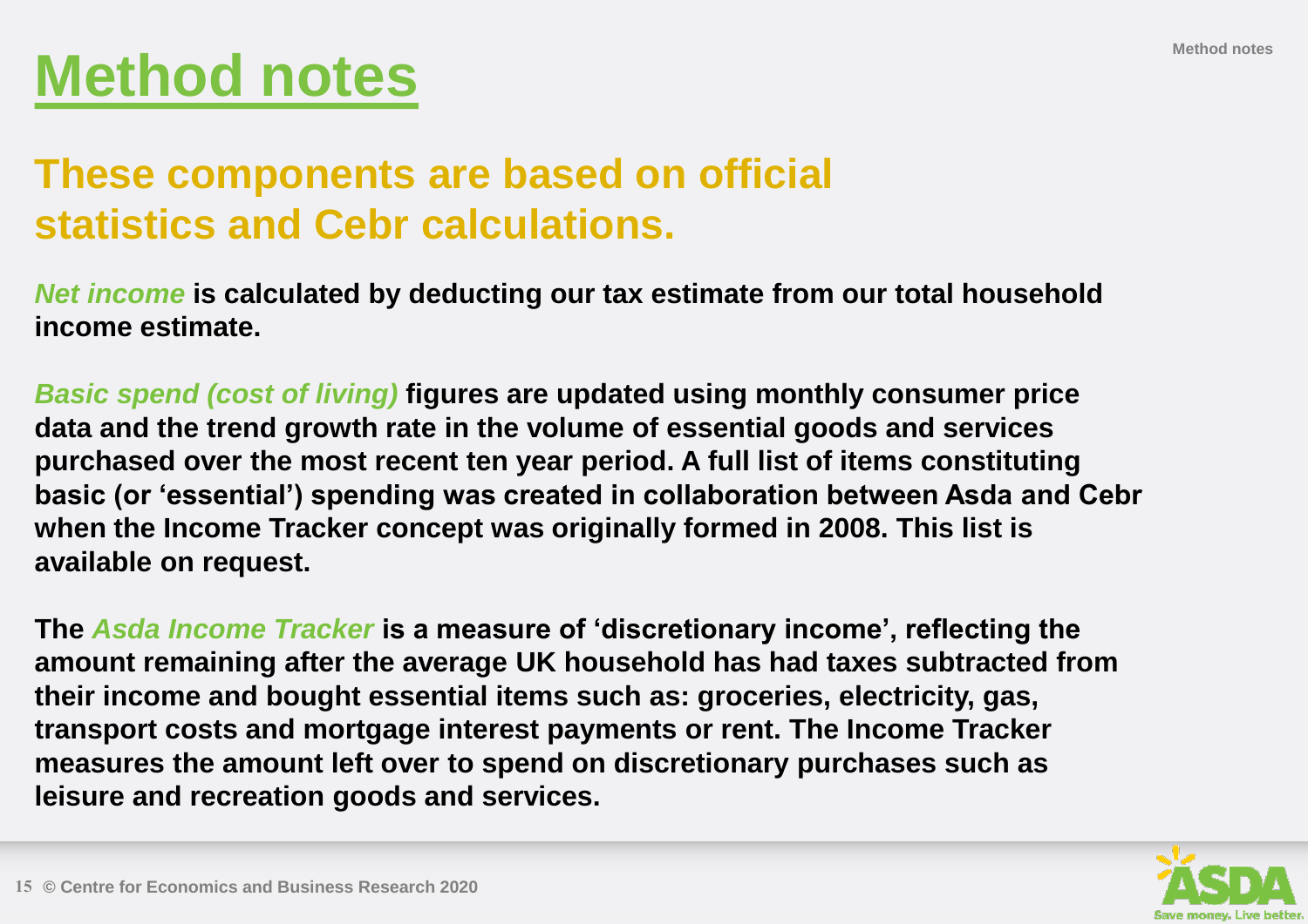# Method notes

## These components are based on official statistics and Cebr calculations.

***Net income*** **is calculated by deducting our tax estimate from our total household income estimate.**

***Basic spend (cost of living)*** **figures are updated using monthly consumer price data and the trend growth rate in the volume of essential goods and services purchased over the most recent ten year period. A full list of items constituting basic (or 'essential') spending was created in collaboration between Asda and Cebr when the Income Tracker concept was originally formed in 2008. This list is available on request.**

**The** ***Asda Income Tracker*** **is a measure of 'discretionary income', reflecting the amount remaining after the average UK household has had taxes subtracted from their income and bought essential items such as: groceries, electricity, gas, transport costs and mortgage interest payments or rent. The Income Tracker measures the amount left over to spend on discretionary purchases such as leisure and recreation goods and services.**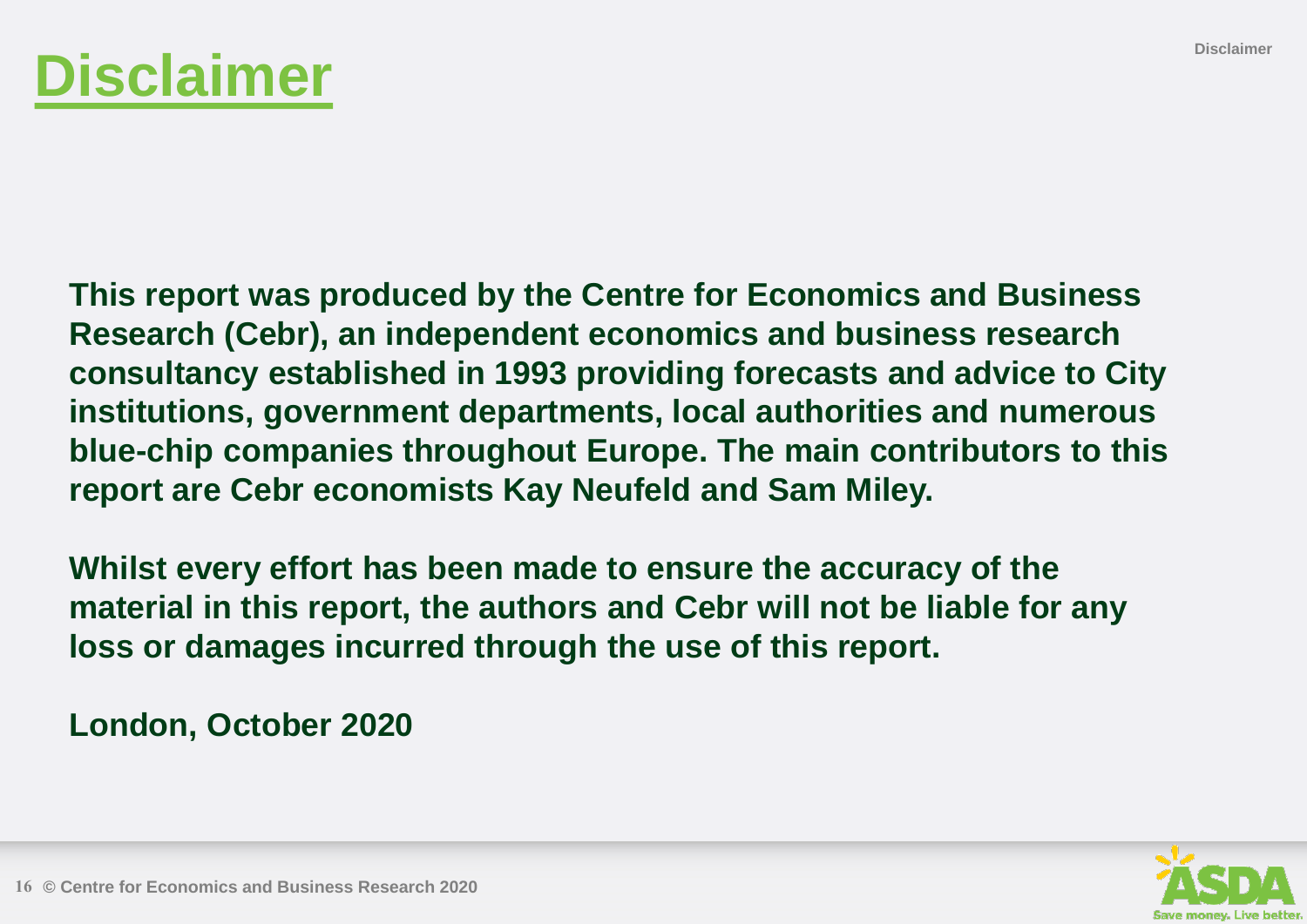# Disclaimer

**This report was produced by the Centre for Economics and Business Research (Cebr), an independent economics and business research consultancy established in 1993 providing forecasts and advice to City institutions, government departments, local authorities and numerous blue-chip companies throughout Europe. The main contributors to this report are Cebr economists Kay Neufeld and Sam Miley.**

**Whilst every effort has been made to ensure the accuracy of the material in this report, the authors and Cebr will not be liable for any loss or damages incurred through the use of this report.**

**London, October 2020**